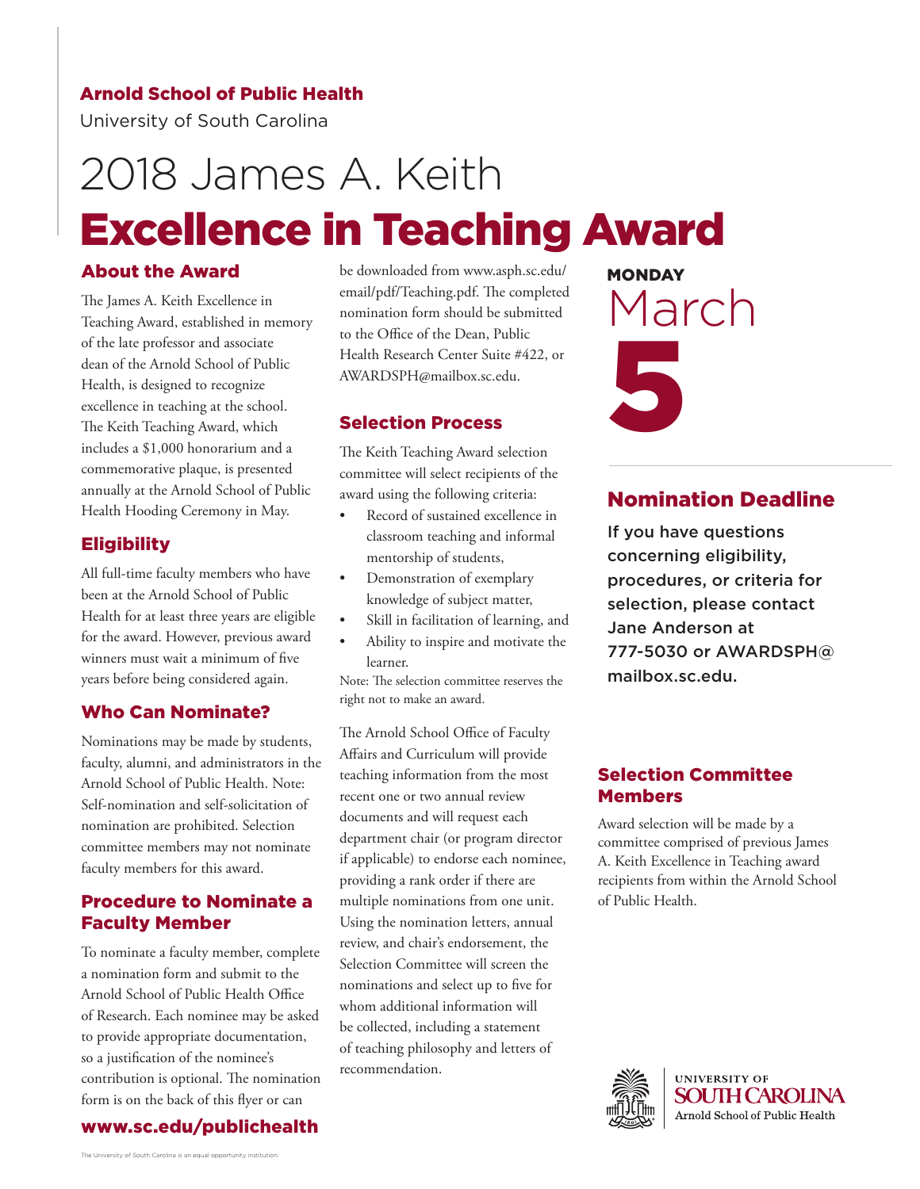**Arnold School of Public Health**
University of South Carolina

# 2018 James A. Keith Excellence in Teaching Award

## About the Award

The James A. Keith Excellence in Teaching Award, established in memory of the late professor and associate dean of the Arnold School of Public Health, is designed to recognize excellence in teaching at the school. The Keith Teaching Award, which includes a $1,000 honorarium and a commemorative plaque, is presented annually at the Arnold School of Public Health Hooding Ceremony in May.

## Eligibility

All full-time faculty members who have been at the Arnold School of Public Health for at least three years are eligible for the award. However, previous award winners must wait a minimum of five years before being considered again.

## Who Can Nominate?

Nominations may be made by students, faculty, alumni, and administrators in the Arnold School of Public Health. Note: Self-nomination and self-solicitation of nomination are prohibited. Selection committee members may not nominate faculty members for this award.

## Procedure to Nominate a Faculty Member

To nominate a faculty member, complete a nomination form and submit to the Arnold School of Public Health Office of Research. Each nominee may be asked to provide appropriate documentation, so a justification of the nominee's contribution is optional. The nomination form is on the back of this flyer or can be downloaded from www.asph.sc.edu/email/pdf/Teaching.pdf. The completed nomination form should be submitted to the Office of the Dean, Public Health Research Center Suite #422, or AWARDSPH@mailbox.sc.edu.

## Selection Process

The Keith Teaching Award selection committee will select recipients of the award using the following criteria:

- Record of sustained excellence in classroom teaching and informal mentorship of students,
- Demonstration of exemplary knowledge of subject matter,
- Skill in facilitation of learning, and
- Ability to inspire and motivate the learner.

Note: The selection committee reserves the right not to make an award.

The Arnold School Office of Faculty Affairs and Curriculum will provide teaching information from the most recent one or two annual review documents and will request each department chair (or program director if applicable) to endorse each nominee, providing a rank order if there are multiple nominations from one unit. Using the nomination letters, annual review, and chair's endorsement, the Selection Committee will screen the nominations and select up to five for whom additional information will be collected, including a statement of teaching philosophy and letters of recommendation.

**MONDAY**
March
**5**

## Nomination Deadline

**If you have questions concerning eligibility, procedures, or criteria for selection, please contact Jane Anderson at 777-5030 or AWARDSPH@mailbox.sc.edu.**

## Selection Committee Members

Award selection will be made by a committee comprised of previous James A. Keith Excellence in Teaching award recipients from within the Arnold School of Public Health.

**www.sc.edu/publichealth**

University of South Carolina
Arnold School of Public Health

The University of South Carolina is an equal opportunity institution.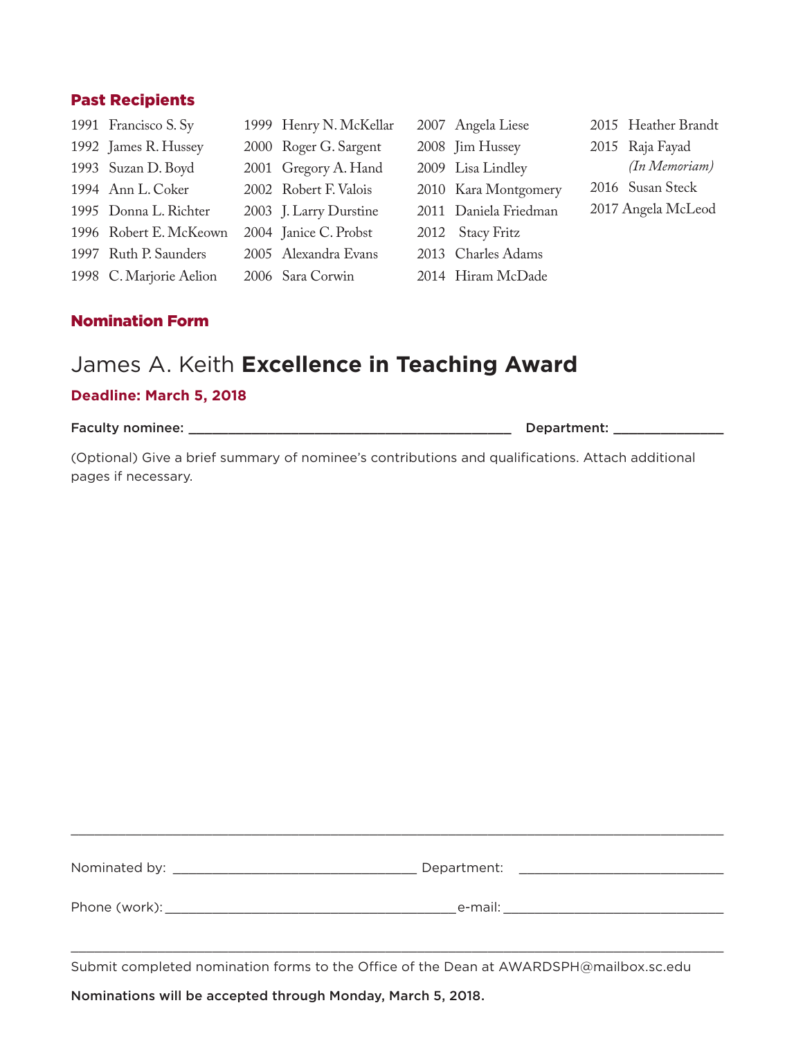## Past Recipients

1991 Francisco S. Sy
1992 James R. Hussey
1993 Suzan D. Boyd
1994 Ann L. Coker
1995 Donna L. Richter
1996 Robert E. McKeown
1997 Ruth P. Saunders
1998 C. Marjorie Aelion
1999 Henry N. McKellar
2000 Roger G. Sargent
2001 Gregory A. Hand
2002 Robert F. Valois
2003 J. Larry Durstine
2004 Janice C. Probst
2005 Alexandra Evans
2006 Sara Corwin
2007 Angela Liese
2008 Jim Hussey
2009 Lisa Lindley
2010 Kara Montgomery
2011 Daniela Friedman
2012 Stacy Fritz
2013 Charles Adams
2014 Hiram McDade
2015 Heather Brandt
2015 Raja Fayad *(In Memoriam)*
2016 Susan Steck
2017 Angela McLeod

## Nomination Form

# James A. Keith **Excellence in Teaching Award**

**Deadline: March 5, 2018**

**Faculty nominee:** ___________________________________________ **Department:** ______________

(Optional) Give a brief summary of nominee's contributions and qualifications. Attach additional pages if necessary.

_______________________________________________________________________________

Nominated by: _________________________________ Department: ___________________________

Phone (work): _______________________________________ e-mail: _____________________________

_______________________________________________________________________________

Submit completed nomination forms to the Office of the Dean at AWARDSPH@mailbox.sc.edu

**Nominations will be accepted through Monday, March 5, 2018.**